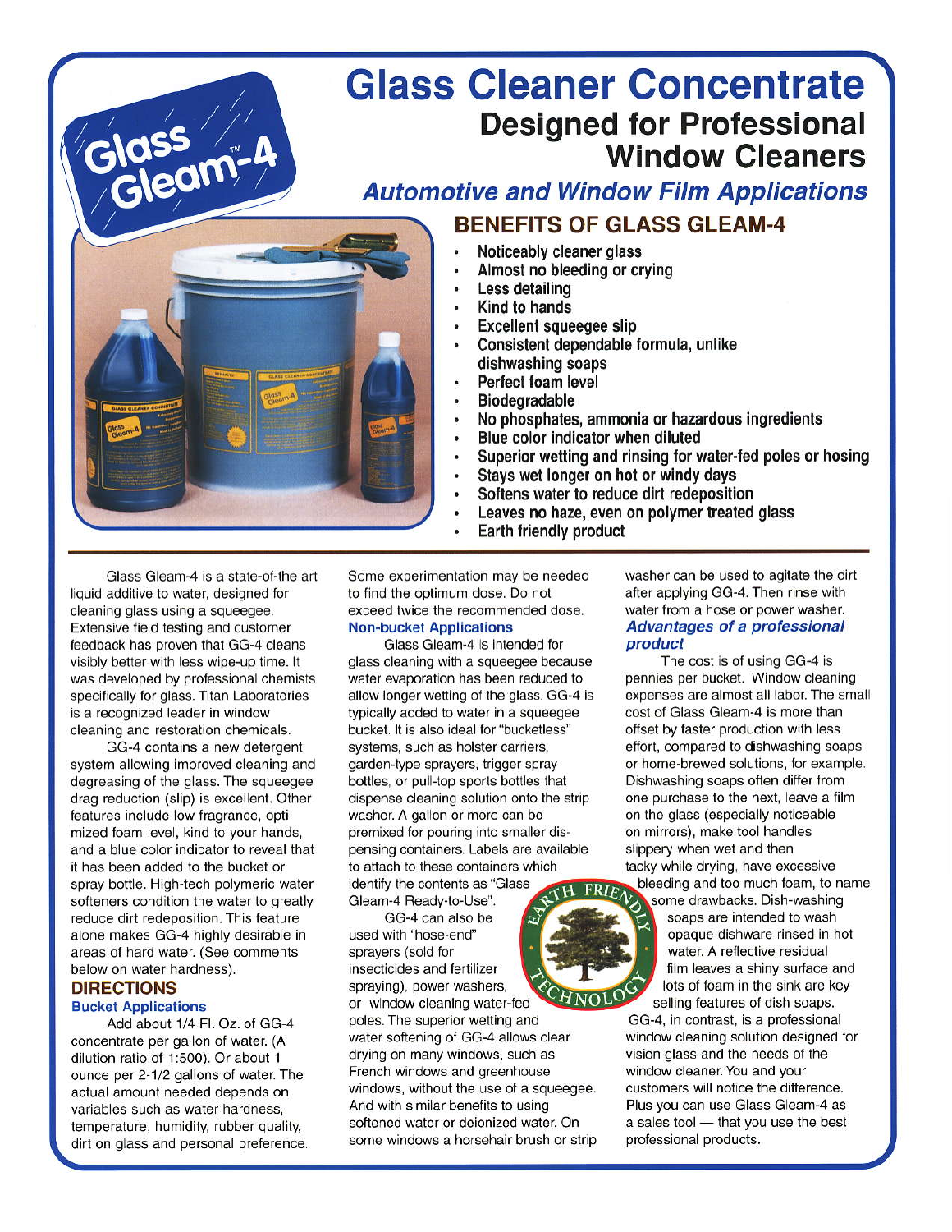Glass Gleam-4™

# Glass Cleaner Concentrate

## Designed for Professional Window Cleaners

### *Automotive and Window Film Applications*

## BENEFITS OF GLASS GLEAM-4

- **Noticeably cleaner glass**
- **Almost no bleeding or crying**
- **Less detailing**
- **Kind to hands**
- **Excellent squeegee slip**
- **Consistent dependable formula, unlike dishwashing soaps**
- **Perfect foam level**
- **Biodegradable**
- **No phosphates, ammonia or hazardous ingredients**
- **Blue color indicator when diluted**
- **Superior wetting and rinsing for water-fed poles or hosing**
- **Stays wet longer on hot or windy days**
- **Softens water to reduce dirt redeposition**
- **Leaves no haze, even on polymer treated glass**
- **Earth friendly product**

---

Glass Gleam-4 is a state-of-the art liquid additive to water, designed for cleaning glass using a squeegee. Extensive field testing and customer feedback has proven that GG-4 cleans visibly better with less wipe-up time. It was developed by professional chemists specifically for glass. Titan Laboratories is a recognized leader in window cleaning and restoration chemicals.

GG-4 contains a new detergent system allowing improved cleaning and degreasing of the glass. The squeegee drag reduction (slip) is excellent. Other features include low fragrance, optimized foam level, kind to your hands, and a blue color indicator to reveal that it has been added to the bucket or spray bottle. High-tech polymeric water softeners condition the water to greatly reduce dirt redeposition. This feature alone makes GG-4 highly desirable in areas of hard water. (See comments below on water hardness).

## DIRECTIONS

### Bucket Applications

Add about 1/4 Fl. Oz. of GG-4 concentrate per gallon of water. (A dilution ratio of 1:500). Or about 1 ounce per 2-1/2 gallons of water. The actual amount needed depends on variables such as water hardness, temperature, humidity, rubber quality, dirt on glass and personal preference. Some experimentation may be needed to find the optimum dose. Do not exceed twice the recommended dose.

### Non-bucket Applications

Glass Gleam-4 is intended for glass cleaning with a squeegee because water evaporation has been reduced to allow longer wetting of the glass. GG-4 is typically added to water in a squeegee bucket. It is also ideal for "bucketless" systems, such as holster carriers, garden-type sprayers, trigger spray bottles, or pull-top sports bottles that dispense cleaning solution onto the strip washer. A gallon or more can be premixed for pouring into smaller dispensing containers. Labels are available to attach to these containers which identify the contents as "Glass Gleam-4 Ready-to-Use".

GG-4 can also be used with "hose-end" sprayers (sold for insecticides and fertilizer spraying), power washers, or window cleaning water-fed poles. The superior wetting and water softening of GG-4 allows clear drying on many windows, such as French windows and greenhouse windows, without the use of a squeegee. And with similar benefits to using softened water or deionized water. On some windows a horsehair brush or strip washer can be used to agitate the dirt after applying GG-4. Then rinse with water from a hose or power washer.

### *Advantages of a professional product*

The cost is of using GG-4 is pennies per bucket. Window cleaning expenses are almost all labor. The small cost of Glass Gleam-4 is more than offset by faster production with less effort, compared to dishwashing soaps or home-brewed solutions, for example. Dishwashing soaps often differ from one purchase to the next, leave a film on the glass (especially noticeable on mirrors), make tool handles slippery when wet and then tacky while drying, have excessive bleeding and too much foam, to name some drawbacks. Dish-washing soaps are intended to wash opaque dishware rinsed in hot water. A reflective residual film leaves a shiny surface and lots of foam in the sink are key selling features of dish soaps. GG-4, in contrast, is a professional window cleaning solution designed for vision glass and the needs of the window cleaner. You and your customers will notice the difference. Plus you can use Glass Gleam-4 as a sales tool — that you use the best professional products.

EARTH FRIENDLY TECHNOLOGY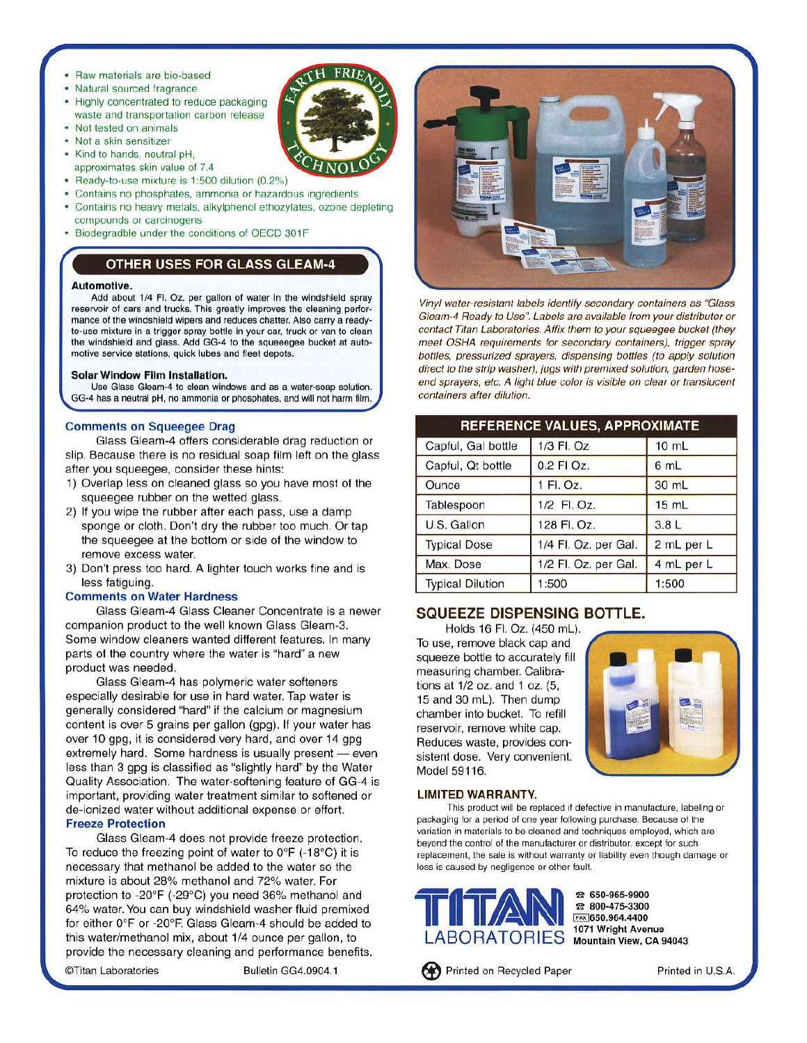- Raw materials are bio-based
- Natural sourced fragrance
- Highly concentrated to reduce packaging waste and transportation carbon release
- Not tested on animals
- Not a skin sensitizer
- Kind to hands, neutral pH, approximates skin value of 7.4
- Ready-to-use mixture is 1:500 dilution (0.2%)
- Contains no phosphates, ammonia or hazardous ingredients
- Contains no heavy metals, alkylphenol ethozylates, ozone depleting compounds or carcinogens
- Biodegradble under the conditions of OECD 301F

EARTH FRIENDLY TECHNOLOGY

## OTHER USES FOR GLASS GLEAM-4

**Automotive.**

Add about 1/4 Fl. Oz. per gallon of water in the windshield spray reservoir of cars and trucks. This greatly improves the cleaning performance of the windshield wipers and reduces chatter. Also carry a ready-to-use mixture in a trigger spray bottle in your car, truck or van to clean the windshield and glass. Add GG-4 to the squeeegee bucket at automotive service stations, quick lubes and fleet depots.

**Solar Window Film Installation.**

Use Glass Gleam-4 to clean windows and as a water-soap solution. GG-4 has a neutral pH, no ammonia or phosphates, and will not harm film.

### Comments on Squeegee Drag

Glass Gleam-4 offers considerable drag reduction or slip. Because there is no residual soap film left on the glass after you squeegee, consider these hints:

1) Overlap less on cleaned glass so you have most of the squeegee rubber on the wetted glass.
2) If you wipe the rubber after each pass, use a damp sponge or cloth. Don't dry the rubber too much. Or tap the squeegee at the bottom or side of the window to remove excess water.
3) Don't press too hard. A lighter touch works fine and is less fatiguing.

### Comments on Water Hardness

Glass Gleam-4 Glass Cleaner Concentrate is a newer companion product to the well known Glass Gleam-3. Some window cleaners wanted different features. In many parts of the country where the water is "hard" a new product was needed.

Glass Gleam-4 has polymeric water softeners especially desirable for use in hard water. Tap water is generally considered "hard" if the calcium or magnesium content is over 5 grains per gallon (gpg). If your water has over 10 gpg, it is considered very hard, and over 14 gpg extremely hard. Some hardness is usually present — even less than 3 gpg is classified as "slightly hard" by the Water Quality Association. The water-softening feature of GG-4 is important, providing water treatment similar to softened or de-ionized water without additional expense or effort.

### Freeze Protection

Glass Gleam-4 does not provide freeze protection. To reduce the freezing point of water to 0°F (-18°C) it is necessary that methanol be added to the water so the mixture is about 28% methanol and 72% water. For protection to -20°F (-29°C) you need 36% methanol and 64% water. You can buy windshield washer fluid premixed for either 0°F or -20°F. Glass Gleam-4 should be added to this water/methanol mix, about 1/4 ounce per gallon, to provide the necessary cleaning and performance benefits.

*Vinyl water-resistant labels identify secondary containers as "Glass Gleam-4 Ready to Use". Labels are available from your distributor or contact Titan Laboratories. Affix them to your squeegee bucket (they meet OSHA requirements for secondary containers), trigger spray bottles, pressurized sprayers, dispensing bottles (to apply solution direct to the strip washer), jugs with premixed solution, garden hose-end sprayers, etc. A light blue color is visible on clear or translucent containers after dilution.*

## REFERENCE VALUES, APPROXIMATE

| | | |
|---|---|---|
| Capful, Gal bottle | 1/3 Fl. Oz | 10 mL |
| Capful, Qt bottle | 0.2 Fl Oz. | 6 mL |
| Ounce | 1 Fl. Oz. | 30 mL |
| Tablespoon | 1/2 Fl. Oz. | 15 mL |
| U.S. Gallon | 128 Fl. Oz. | 3.8 L |
| Typical Dose | 1/4 Fl. Oz. per Gal. | 2 mL per L |
| Max. Dose | 1/2 Fl. Oz. per Gal. | 4 mL per L |
| Typical Dilution | 1:500 | 1:500 |

## SQUEEZE DISPENSING BOTTLE.

Holds 16 Fl. Oz. (450 mL). To use, remove black cap and squeeze bottle to accurately fill measuring chamber. Calibrations at 1/2 oz. and 1 oz. (5, 15 and 30 mL). Then dump chamber into bucket. To refill reservoir, remove white cap. Reduces waste, provides consistent dose. Very convenient. Model 59116.

### LIMITED WARRANTY.

This product will be replaced if defective in manufacture, labeling or packaging for a period of one year following purchase. Because of the variation in materials to be cleaned and techniques employed, which are beyond the control of the manufacturer or distributor, except for such replacement, the sale is without warranty or liability even though damage or loss is caused by negligence or other fault.

**TITAN LABORATORIES**

☎ 650-965-9900
☎ 800-475-3300
FAX 650.964.4400
1071 Wright Avenue
Mountain View, CA 94043

©Titan Laboratories Bulletin GG4.0904.1

Printed on Recycled Paper Printed in U.S.A.